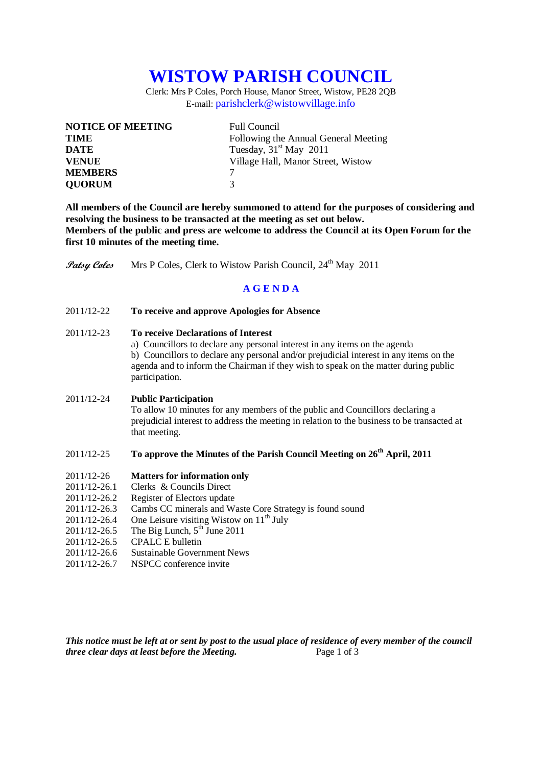# WISTOW PARISH COUNCIL

Clerk: Mrs P Coles, Porch House, Manor Street, Wistow, PE28 2QB
E-mail: parishclerk@wistowvillage.info

| | |
|---|---|
| **NOTICE OF MEETING** | Full Council |
| **TIME** | Following the Annual General Meeting |
| **DATE** | Tuesday, 31st May 2011 |
| **VENUE** | Village Hall, Manor Street, Wistow |
| **MEMBERS** | 7 |
| **QUORUM** | 3 |

**All members of the Council are hereby summoned to attend for the purposes of considering and resolving the business to be transacted at the meeting as set out below.**
**Members of the public and press are welcome to address the Council at its Open Forum for the first 10 minutes of the meeting time.**

*Patsy Coles* Mrs P Coles, Clerk to Wistow Parish Council, 24th May 2011

## A G E N D A

2011/12-22 **To receive and approve Apologies for Absence**

2011/12-23 **To receive Declarations of Interest**
a) Councillors to declare any personal interest in any items on the agenda
b) Councillors to declare any personal and/or prejudicial interest in any items on the agenda and to inform the Chairman if they wish to speak on the matter during public participation.

2011/12-24 **Public Participation**
To allow 10 minutes for any members of the public and Councillors declaring a prejudicial interest to address the meeting in relation to the business to be transacted at that meeting.

2011/12-25 **To approve the Minutes of the Parish Council Meeting on 26th April, 2011**

2011/12-26 **Matters for information only**
2011/12-26.1 Clerks & Councils Direct
2011/12-26.2 Register of Electors update
2011/12-26.3 Cambs CC minerals and Waste Core Strategy is found sound
2011/12-26.4 One Leisure visiting Wistow on 11th July
2011/12-26.5 The Big Lunch, 5th June 2011
2011/12-26.5 CPALC E bulletin
2011/12-26.6 Sustainable Government News
2011/12-26.7 NSPCC conference invite

***This notice must be left at or sent by post to the usual place of residence of every member of the council three clear days at least before the Meeting.***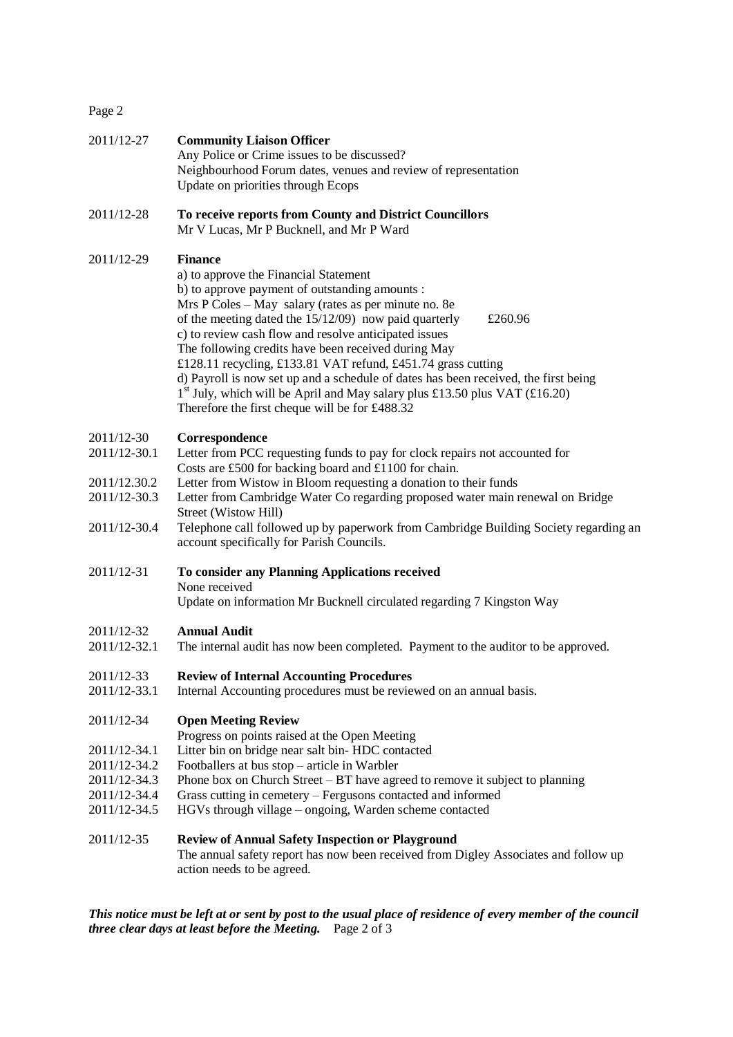2011/12-27 **Community Liaison Officer**
Any Police or Crime issues to be discussed?
Neighbourhood Forum dates, venues and review of representation
Update on priorities through Ecops

2011/12-28 **To receive reports from County and District Councillors**
Mr V Lucas, Mr P Bucknell, and Mr P Ward

2011/12-29 **Finance**
a) to approve the Financial Statement
b) to approve payment of outstanding amounts :
Mrs P Coles – May salary (rates as per minute no. 8e of the meeting dated the 15/12/09) now paid quarterly £260.96
c) to review cash flow and resolve anticipated issues
The following credits have been received during May
£128.11 recycling, £133.81 VAT refund, £451.74 grass cutting
d) Payroll is now set up and a schedule of dates has been received, the first being 1st July, which will be April and May salary plus £13.50 plus VAT (£16.20)
Therefore the first cheque will be for £488.32

2011/12-30 **Correspondence**
2011/12-30.1 Letter from PCC requesting funds to pay for clock repairs not accounted for
Costs are £500 for backing board and £1100 for chain.
2011/12.30.2 Letter from Wistow in Bloom requesting a donation to their funds
2011/12-30.3 Letter from Cambridge Water Co regarding proposed water main renewal on Bridge Street (Wistow Hill)
2011/12-30.4 Telephone call followed up by paperwork from Cambridge Building Society regarding an account specifically for Parish Councils.

2011/12-31 **To consider any Planning Applications received**
None received
Update on information Mr Bucknell circulated regarding 7 Kingston Way

2011/12-32 **Annual Audit**
2011/12-32.1 The internal audit has now been completed. Payment to the auditor to be approved.

2011/12-33 **Review of Internal Accounting Procedures**
2011/12-33.1 Internal Accounting procedures must be reviewed on an annual basis.

2011/12-34 **Open Meeting Review**
Progress on points raised at the Open Meeting
2011/12-34.1 Litter bin on bridge near salt bin- HDC contacted
2011/12-34.2 Footballers at bus stop – article in Warbler
2011/12-34.3 Phone box on Church Street – BT have agreed to remove it subject to planning
2011/12-34.4 Grass cutting in cemetery – Fergusons contacted and informed
2011/12-34.5 HGVs through village – ongoing, Warden scheme contacted

2011/12-35 **Review of Annual Safety Inspection or Playground**
The annual safety report has now been received from Digley Associates and follow up action needs to be agreed.

***This notice must be left at or sent by post to the usual place of residence of every member of the council three clear days at least before the Meeting.***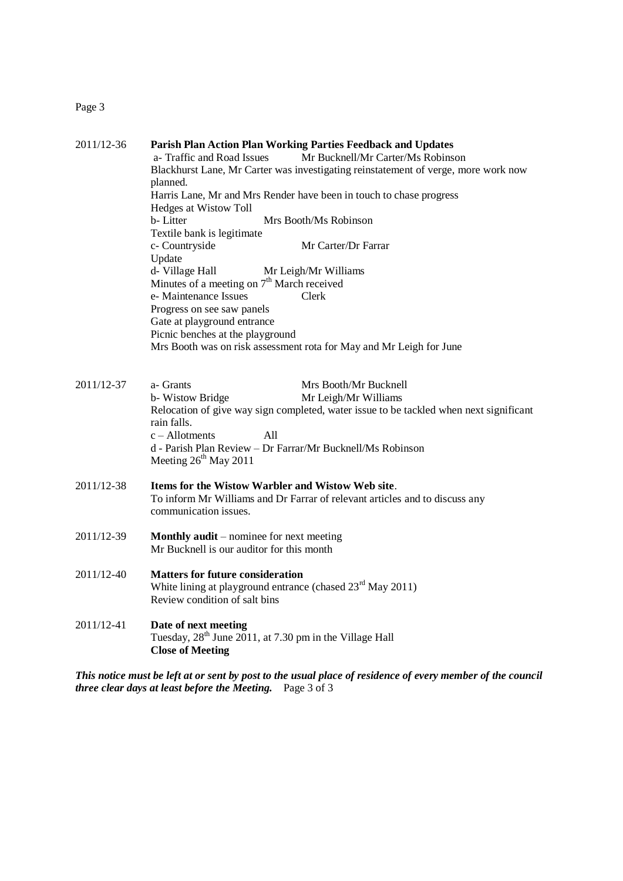2011/12-36 **Parish Plan Action Plan Working Parties Feedback and Updates**

a- Traffic and Road Issues Mr Bucknell/Mr Carter/Ms Robinson

Blackhurst Lane, Mr Carter was investigating reinstatement of verge, more work now planned.

Harris Lane, Mr and Mrs Render have been in touch to chase progress

Hedges at Wistow Toll

b- Litter Mrs Booth/Ms Robinson

Textile bank is legitimate

c- Countryside Mr Carter/Dr Farrar

Update

d- Village Hall Mr Leigh/Mr Williams

Minutes of a meeting on 7th March received

e- Maintenance Issues Clerk

Progress on see saw panels

Gate at playground entrance

Picnic benches at the playground

Mrs Booth was on risk assessment rota for May and Mr Leigh for June

2011/12-37 a- Grants Mrs Booth/Mr Bucknell

b- Wistow Bridge Mr Leigh/Mr Williams

Relocation of give way sign completed, water issue to be tackled when next significant rain falls.

c – Allotments All

d - Parish Plan Review – Dr Farrar/Mr Bucknell/Ms Robinson

Meeting 26th May 2011

2011/12-38 **Items for the Wistow Warbler and Wistow Web site**.

To inform Mr Williams and Dr Farrar of relevant articles and to discuss any communication issues.

2011/12-39 **Monthly audit** – nominee for next meeting

Mr Bucknell is our auditor for this month

2011/12-40 **Matters for future consideration**

White lining at playground entrance (chased 23rd May 2011)

Review condition of salt bins

2011/12-41 **Date of next meeting**

Tuesday, 28th June 2011, at 7.30 pm in the Village Hall

**Close of Meeting**

***This notice must be left at or sent by post to the usual place of residence of every member of the council three clear days at least before the Meeting.***